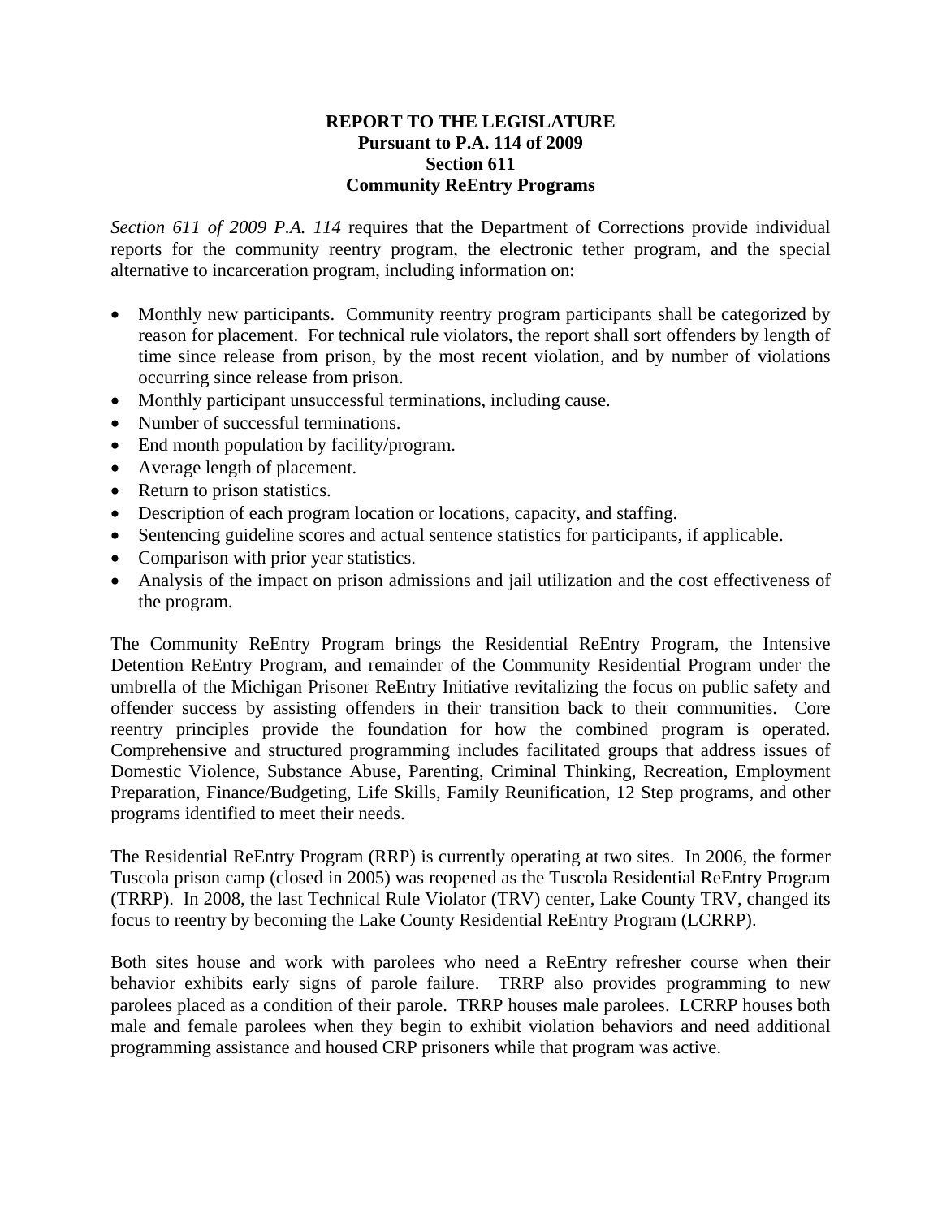# REPORT TO THE LEGISLATURE
## Pursuant to P.A. 114 of 2009
## Section 611
## Community ReEntry Programs

*Section 611 of 2009 P.A. 114* requires that the Department of Corrections provide individual reports for the community reentry program, the electronic tether program, and the special alternative to incarceration program, including information on:

- Monthly new participants. Community reentry program participants shall be categorized by reason for placement. For technical rule violators, the report shall sort offenders by length of time since release from prison, by the most recent violation, and by number of violations occurring since release from prison.
- Monthly participant unsuccessful terminations, including cause.
- Number of successful terminations.
- End month population by facility/program.
- Average length of placement.
- Return to prison statistics.
- Description of each program location or locations, capacity, and staffing.
- Sentencing guideline scores and actual sentence statistics for participants, if applicable.
- Comparison with prior year statistics.
- Analysis of the impact on prison admissions and jail utilization and the cost effectiveness of the program.

The Community ReEntry Program brings the Residential ReEntry Program, the Intensive Detention ReEntry Program, and remainder of the Community Residential Program under the umbrella of the Michigan Prisoner ReEntry Initiative revitalizing the focus on public safety and offender success by assisting offenders in their transition back to their communities. Core reentry principles provide the foundation for how the combined program is operated. Comprehensive and structured programming includes facilitated groups that address issues of Domestic Violence, Substance Abuse, Parenting, Criminal Thinking, Recreation, Employment Preparation, Finance/Budgeting, Life Skills, Family Reunification, 12 Step programs, and other programs identified to meet their needs.

The Residential ReEntry Program (RRP) is currently operating at two sites. In 2006, the former Tuscola prison camp (closed in 2005) was reopened as the Tuscola Residential ReEntry Program (TRRP). In 2008, the last Technical Rule Violator (TRV) center, Lake County TRV, changed its focus to reentry by becoming the Lake County Residential ReEntry Program (LCRRP).

Both sites house and work with parolees who need a ReEntry refresher course when their behavior exhibits early signs of parole failure. TRRP also provides programming to new parolees placed as a condition of their parole. TRRP houses male parolees. LCRRP houses both male and female parolees when they begin to exhibit violation behaviors and need additional programming assistance and housed CRP prisoners while that program was active.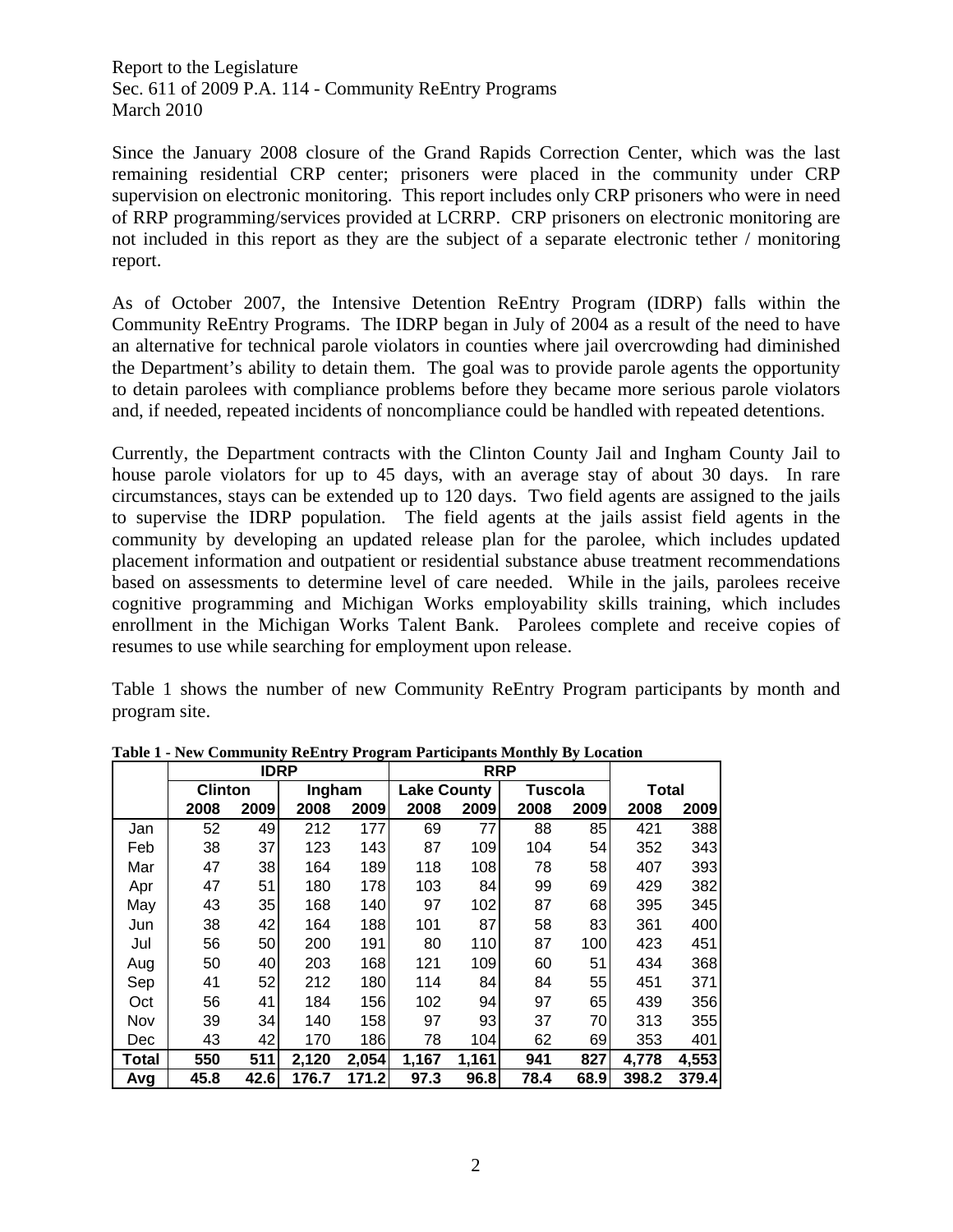Report to the Legislature
Sec. 611 of 2009 P.A. 114 - Community ReEntry Programs
March 2010

Since the January 2008 closure of the Grand Rapids Correction Center, which was the last remaining residential CRP center; prisoners were placed in the community under CRP supervision on electronic monitoring. This report includes only CRP prisoners who were in need of RRP programming/services provided at LCRRP. CRP prisoners on electronic monitoring are not included in this report as they are the subject of a separate electronic tether / monitoring report.

As of October 2007, the Intensive Detention ReEntry Program (IDRP) falls within the Community ReEntry Programs. The IDRP began in July of 2004 as a result of the need to have an alternative for technical parole violators in counties where jail overcrowding had diminished the Department's ability to detain them. The goal was to provide parole agents the opportunity to detain parolees with compliance problems before they became more serious parole violators and, if needed, repeated incidents of noncompliance could be handled with repeated detentions.

Currently, the Department contracts with the Clinton County Jail and Ingham County Jail to house parole violators for up to 45 days, with an average stay of about 30 days. In rare circumstances, stays can be extended up to 120 days. Two field agents are assigned to the jails to supervise the IDRP population. The field agents at the jails assist field agents in the community by developing an updated release plan for the parolee, which includes updated placement information and outpatient or residential substance abuse treatment recommendations based on assessments to determine level of care needed. While in the jails, parolees receive cognitive programming and Michigan Works employability skills training, which includes enrollment in the Michigan Works Talent Bank. Parolees complete and receive copies of resumes to use while searching for employment upon release.

Table 1 shows the number of new Community ReEntry Program participants by month and program site.

**Table 1 - New Community ReEntry Program Participants Monthly By Location**

| | IDRP | | | | RRP | | | | | |
|---|---|---|---|---|---|---|---|---|---|---|
| | Clinton | | Ingham | | Lake County | | Tuscola | | Total | |
| | 2008 | 2009 | 2008 | 2009 | 2008 | 2009 | 2008 | 2009 | 2008 | 2009 |
| Jan | 52 | 49 | 212 | 177 | 69 | 77 | 88 | 85 | 421 | 388 |
| Feb | 38 | 37 | 123 | 143 | 87 | 109 | 104 | 54 | 352 | 343 |
| Mar | 47 | 38 | 164 | 189 | 118 | 108 | 78 | 58 | 407 | 393 |
| Apr | 47 | 51 | 180 | 178 | 103 | 84 | 99 | 69 | 429 | 382 |
| May | 43 | 35 | 168 | 140 | 97 | 102 | 87 | 68 | 395 | 345 |
| Jun | 38 | 42 | 164 | 188 | 101 | 87 | 58 | 83 | 361 | 400 |
| Jul | 56 | 50 | 200 | 191 | 80 | 110 | 87 | 100 | 423 | 451 |
| Aug | 50 | 40 | 203 | 168 | 121 | 109 | 60 | 51 | 434 | 368 |
| Sep | 41 | 52 | 212 | 180 | 114 | 84 | 84 | 55 | 451 | 371 |
| Oct | 56 | 41 | 184 | 156 | 102 | 94 | 97 | 65 | 439 | 356 |
| Nov | 39 | 34 | 140 | 158 | 97 | 93 | 37 | 70 | 313 | 355 |
| Dec | 43 | 42 | 170 | 186 | 78 | 104 | 62 | 69 | 353 | 401 |
| **Total** | **550** | **511** | **2,120** | **2,054** | **1,167** | **1,161** | **941** | **827** | **4,778** | **4,553** |
| **Avg** | **45.8** | **42.6** | **176.7** | **171.2** | **97.3** | **96.8** | **78.4** | **68.9** | **398.2** | **379.4** |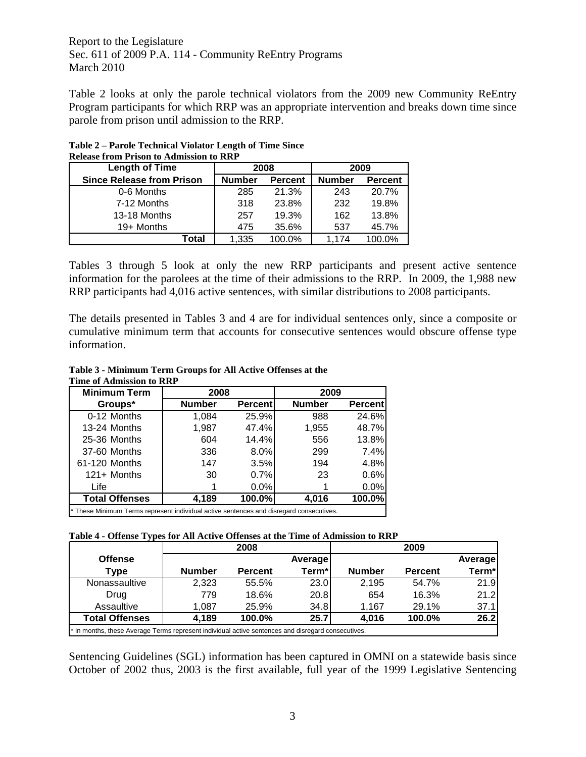Table 2 looks at only the parole technical violators from the 2009 new Community ReEntry Program participants for which RRP was an appropriate intervention and breaks down time since parole from prison until admission to the RRP.

**Table 2 – Parole Technical Violator Length of Time Since Release from Prison to Admission to RRP**

| Length of Time | 2008 | | 2009 | |
|---|---|---|---|---|
| Since Release from Prison | Number | Percent | Number | Percent |
| 0-6 Months | 285 | 21.3% | 243 | 20.7% |
| 7-12 Months | 318 | 23.8% | 232 | 19.8% |
| 13-18 Months | 257 | 19.3% | 162 | 13.8% |
| 19+ Months | 475 | 35.6% | 537 | 45.7% |
| Total | 1,335 | 100.0% | 1,174 | 100.0% |

Tables 3 through 5 look at only the new RRP participants and present active sentence information for the parolees at the time of their admissions to the RRP. In 2009, the 1,988 new RRP participants had 4,016 active sentences, with similar distributions to 2008 participants.

The details presented in Tables 3 and 4 are for individual sentences only, since a composite or cumulative minimum term that accounts for consecutive sentences would obscure offense type information.

**Table 3 - Minimum Term Groups for All Active Offenses at the Time of Admission to RRP**

| Minimum Term | 2008 | | 2009 | |
|---|---|---|---|---|
| Groups* | Number | Percent | Number | Percent |
| 0-12 Months | 1,084 | 25.9% | 988 | 24.6% |
| 13-24 Months | 1,987 | 47.4% | 1,955 | 48.7% |
| 25-36 Months | 604 | 14.4% | 556 | 13.8% |
| 37-60 Months | 336 | 8.0% | 299 | 7.4% |
| 61-120 Months | 147 | 3.5% | 194 | 4.8% |
| 121+ Months | 30 | 0.7% | 23 | 0.6% |
| Life | 1 | 0.0% | 1 | 0.0% |
| **Total Offenses** | **4,189** | **100.0%** | **4,016** | **100.0%** |

* These Minimum Terms represent individual active sentences and disregard consecutives.

**Table 4 - Offense Types for All Active Offenses at the Time of Admission to RRP**

| Offense | 2008 | | | 2009 | | |
|---|---|---|---|---|---|---|
| Type | Number | Percent | Average Term* | Number | Percent | Average Term* |
| Nonassaultive | 2,323 | 55.5% | 23.0 | 2,195 | 54.7% | 21.9 |
| Drug | 779 | 18.6% | 20.8 | 654 | 16.3% | 21.2 |
| Assaultive | 1,087 | 25.9% | 34.8 | 1,167 | 29.1% | 37.1 |
| **Total Offenses** | **4,189** | **100.0%** | **25.7** | **4,016** | **100.0%** | **26.2** |

* In months, these Average Terms represent individual active sentences and disregard consecutives.

Sentencing Guidelines (SGL) information has been captured in OMNI on a statewide basis since October of 2002 thus, 2003 is the first available, full year of the 1999 Legislative Sentencing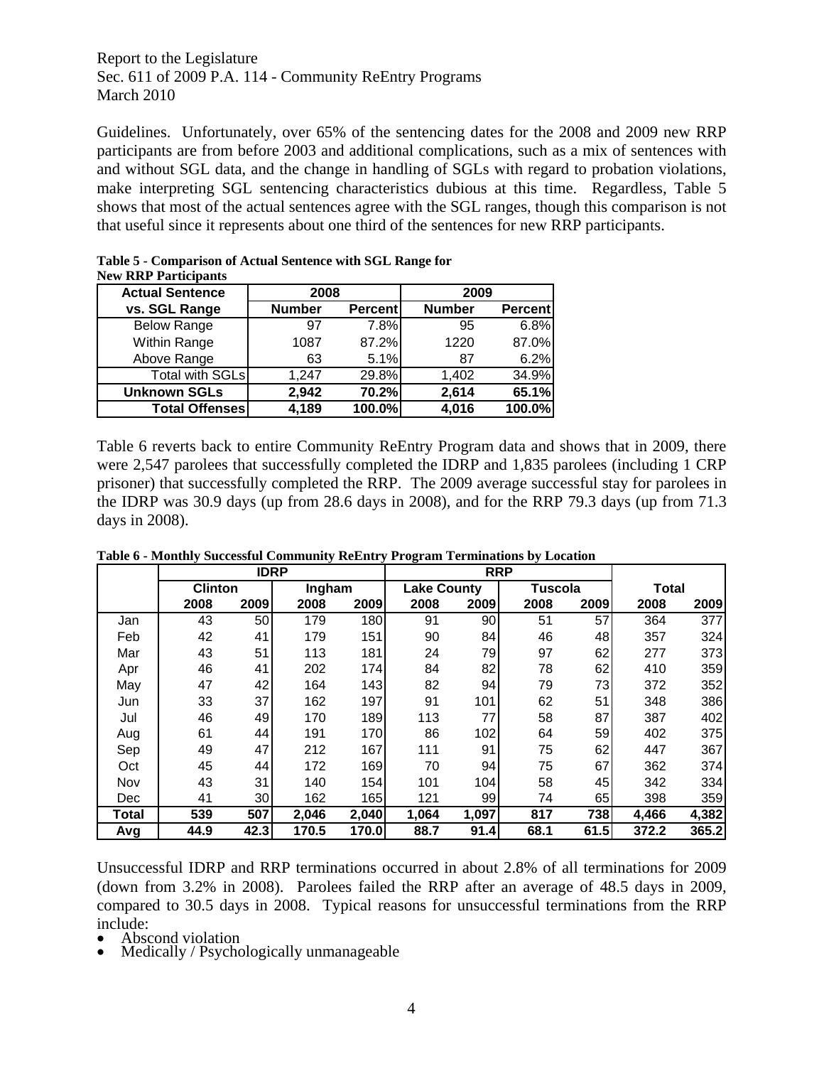Guidelines. Unfortunately, over 65% of the sentencing dates for the 2008 and 2009 new RRP participants are from before 2003 and additional complications, such as a mix of sentences with and without SGL data, and the change in handling of SGLs with regard to probation violations, make interpreting SGL sentencing characteristics dubious at this time. Regardless, Table 5 shows that most of the actual sentences agree with the SGL ranges, though this comparison is not that useful since it represents about one third of the sentences for new RRP participants.

**Table 5 - Comparison of Actual Sentence with SGL Range for New RRP Participants**

| Actual Sentence | 2008 | | 2009 | |
|---|---|---|---|---|
| vs. SGL Range | Number | Percent | Number | Percent |
| Below Range | 97 | 7.8% | 95 | 6.8% |
| Within Range | 1087 | 87.2% | 1220 | 87.0% |
| Above Range | 63 | 5.1% | 87 | 6.2% |
| Total with SGLs | 1,247 | 29.8% | 1,402 | 34.9% |
| **Unknown SGLs** | **2,942** | **70.2%** | **2,614** | **65.1%** |
| **Total Offenses** | **4,189** | **100.0%** | **4,016** | **100.0%** |

Table 6 reverts back to entire Community ReEntry Program data and shows that in 2009, there were 2,547 parolees that successfully completed the IDRP and 1,835 parolees (including 1 CRP prisoner) that successfully completed the RRP. The 2009 average successful stay for parolees in the IDRP was 30.9 days (up from 28.6 days in 2008), and for the RRP 79.3 days (up from 71.3 days in 2008).

**Table 6 - Monthly Successful Community ReEntry Program Terminations by Location**

| | IDRP | | | | RRP | | | | | |
|---|---|---|---|---|---|---|---|---|---|---|
| | Clinton | | Ingham | | Lake County | | Tuscola | | Total | |
| | 2008 | 2009 | 2008 | 2009 | 2008 | 2009 | 2008 | 2009 | 2008 | 2009 |
| Jan | 43 | 50 | 179 | 180 | 91 | 90 | 51 | 57 | 364 | 377 |
| Feb | 42 | 41 | 179 | 151 | 90 | 84 | 46 | 48 | 357 | 324 |
| Mar | 43 | 51 | 113 | 181 | 24 | 79 | 97 | 62 | 277 | 373 |
| Apr | 46 | 41 | 202 | 174 | 84 | 82 | 78 | 62 | 410 | 359 |
| May | 47 | 42 | 164 | 143 | 82 | 94 | 79 | 73 | 372 | 352 |
| Jun | 33 | 37 | 162 | 197 | 91 | 101 | 62 | 51 | 348 | 386 |
| Jul | 46 | 49 | 170 | 189 | 113 | 77 | 58 | 87 | 387 | 402 |
| Aug | 61 | 44 | 191 | 170 | 86 | 102 | 64 | 59 | 402 | 375 |
| Sep | 49 | 47 | 212 | 167 | 111 | 91 | 75 | 62 | 447 | 367 |
| Oct | 45 | 44 | 172 | 169 | 70 | 94 | 75 | 67 | 362 | 374 |
| Nov | 43 | 31 | 140 | 154 | 101 | 104 | 58 | 45 | 342 | 334 |
| Dec | 41 | 30 | 162 | 165 | 121 | 99 | 74 | 65 | 398 | 359 |
| **Total** | **539** | **507** | **2,046** | **2,040** | **1,064** | **1,097** | **817** | **738** | **4,466** | **4,382** |
| **Avg** | **44.9** | **42.3** | **170.5** | **170.0** | **88.7** | **91.4** | **68.1** | **61.5** | **372.2** | **365.2** |

Unsuccessful IDRP and RRP terminations occurred in about 2.8% of all terminations for 2009 (down from 3.2% in 2008). Parolees failed the RRP after an average of 48.5 days in 2009, compared to 30.5 days in 2008. Typical reasons for unsuccessful terminations from the RRP include:

- Abscond violation
- Medically / Psychologically unmanageable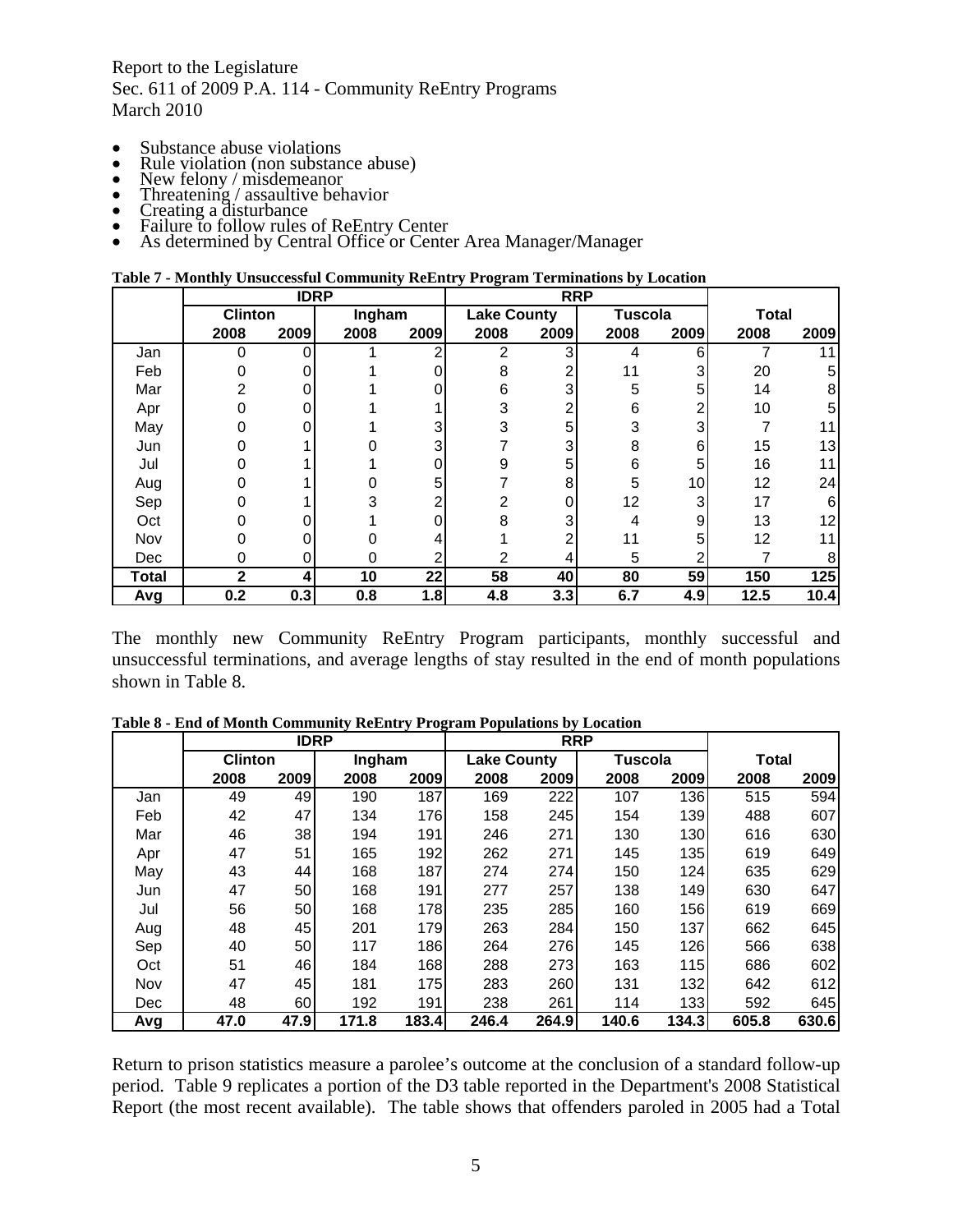- Substance abuse violations
- Rule violation (non substance abuse)
- New felony / misdemeanor
- Threatening / assaultive behavior
- Creating a disturbance
- Failure to follow rules of ReEntry Center
- As determined by Central Office or Center Area Manager/Manager

**Table 7 - Monthly Unsuccessful Community ReEntry Program Terminations by Location**

| | IDRP | | | | RRP | | | | | |
|---|---|---|---|---|---|---|---|---|---|---|
| | Clinton | | Ingham | | Lake County | | Tuscola | | Total | |
| | 2008 | 2009 | 2008 | 2009 | 2008 | 2009 | 2008 | 2009 | 2008 | 2009 |
| Jan | 0 | 0 | 1 | 2 | 2 | 3 | 4 | 6 | 7 | 11 |
| Feb | 0 | 0 | 1 | 0 | 8 | 2 | 11 | 3 | 20 | 5 |
| Mar | 2 | 0 | 1 | 0 | 6 | 3 | 5 | 5 | 14 | 8 |
| Apr | 0 | 0 | 1 | 1 | 3 | 2 | 6 | 2 | 10 | 5 |
| May | 0 | 0 | 1 | 3 | 3 | 5 | 3 | 3 | 7 | 11 |
| Jun | 0 | 1 | 0 | 3 | 7 | 3 | 8 | 6 | 15 | 13 |
| Jul | 0 | 1 | 1 | 0 | 9 | 5 | 6 | 5 | 16 | 11 |
| Aug | 0 | 1 | 0 | 5 | 7 | 8 | 5 | 10 | 12 | 24 |
| Sep | 0 | 1 | 3 | 2 | 2 | 0 | 12 | 3 | 17 | 6 |
| Oct | 0 | 0 | 1 | 0 | 8 | 3 | 4 | 9 | 13 | 12 |
| Nov | 0 | 0 | 0 | 4 | 1 | 2 | 11 | 5 | 12 | 11 |
| Dec | 0 | 0 | 0 | 2 | 2 | 4 | 5 | 2 | 7 | 8 |
| **Total** | **2** | **4** | **10** | **22** | **58** | **40** | **80** | **59** | **150** | **125** |
| **Avg** | **0.2** | **0.3** | **0.8** | **1.8** | **4.8** | **3.3** | **6.7** | **4.9** | **12.5** | **10.4** |

The monthly new Community ReEntry Program participants, monthly successful and unsuccessful terminations, and average lengths of stay resulted in the end of month populations shown in Table 8.

**Table 8 - End of Month Community ReEntry Program Populations by Location**

| | IDRP | | | | RRP | | | | | |
|---|---|---|---|---|---|---|---|---|---|---|
| | Clinton | | Ingham | | Lake County | | Tuscola | | Total | |
| | 2008 | 2009 | 2008 | 2009 | 2008 | 2009 | 2008 | 2009 | 2008 | 2009 |
| Jan | 49 | 49 | 190 | 187 | 169 | 222 | 107 | 136 | 515 | 594 |
| Feb | 42 | 47 | 134 | 176 | 158 | 245 | 154 | 139 | 488 | 607 |
| Mar | 46 | 38 | 194 | 191 | 246 | 271 | 130 | 130 | 616 | 630 |
| Apr | 47 | 51 | 165 | 192 | 262 | 271 | 145 | 135 | 619 | 649 |
| May | 43 | 44 | 168 | 187 | 274 | 274 | 150 | 124 | 635 | 629 |
| Jun | 47 | 50 | 168 | 191 | 277 | 257 | 138 | 149 | 630 | 647 |
| Jul | 56 | 50 | 168 | 178 | 235 | 285 | 160 | 156 | 619 | 669 |
| Aug | 48 | 45 | 201 | 179 | 263 | 284 | 150 | 137 | 662 | 645 |
| Sep | 40 | 50 | 117 | 186 | 264 | 276 | 145 | 126 | 566 | 638 |
| Oct | 51 | 46 | 184 | 168 | 288 | 273 | 163 | 115 | 686 | 602 |
| Nov | 47 | 45 | 181 | 175 | 283 | 260 | 131 | 132 | 642 | 612 |
| Dec | 48 | 60 | 192 | 191 | 238 | 261 | 114 | 133 | 592 | 645 |
| **Avg** | **47.0** | **47.9** | **171.8** | **183.4** | **246.4** | **264.9** | **140.6** | **134.3** | **605.8** | **630.6** |

Return to prison statistics measure a parolee's outcome at the conclusion of a standard follow-up period. Table 9 replicates a portion of the D3 table reported in the Department's 2008 Statistical Report (the most recent available). The table shows that offenders paroled in 2005 had a Total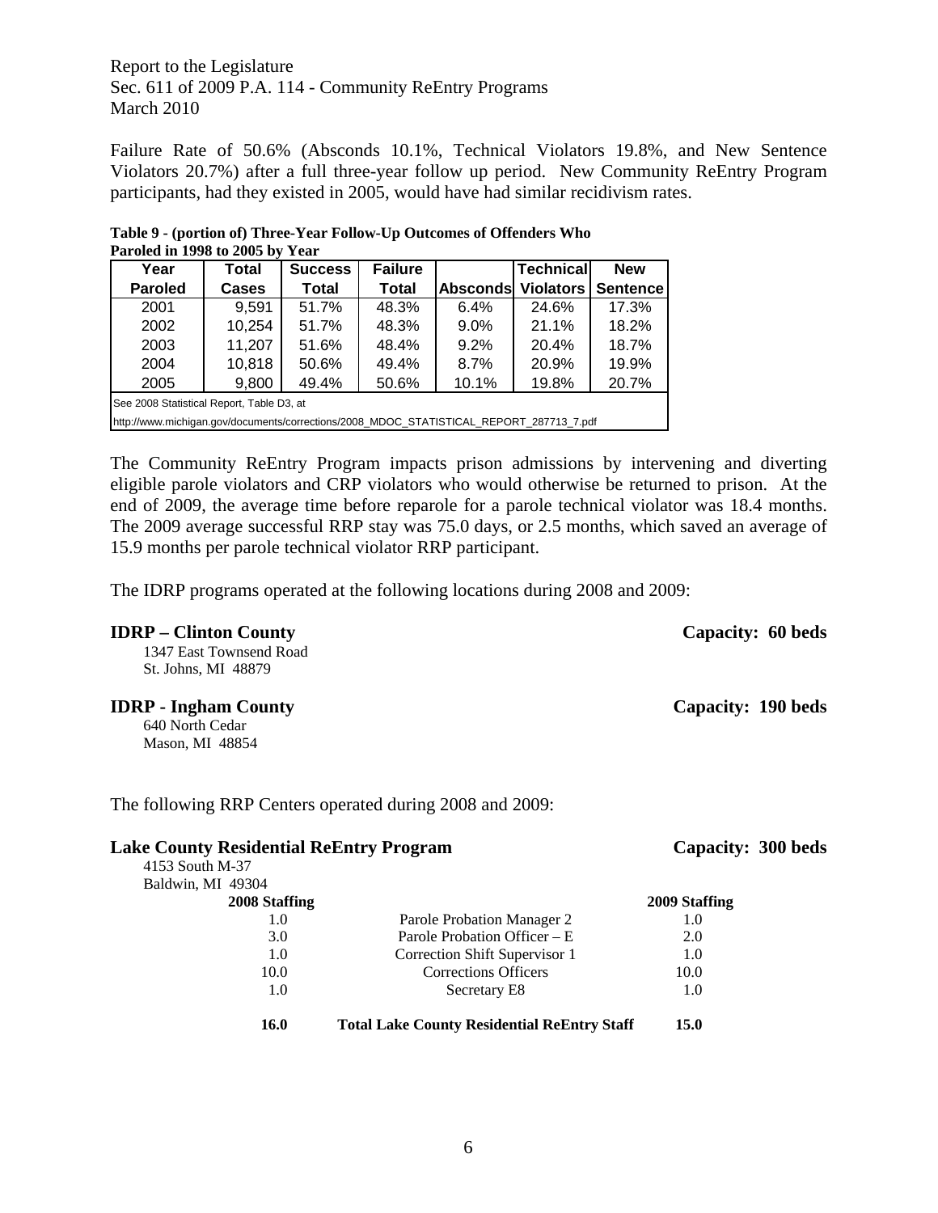Failure Rate of 50.6% (Absconds 10.1%, Technical Violators 19.8%, and New Sentence Violators 20.7%) after a full three-year follow up period. New Community ReEntry Program participants, had they existed in 2005, would have had similar recidivism rates.

**Table 9 - (portion of) Three-Year Follow-Up Outcomes of Offenders Who Paroled in 1998 to 2005 by Year**

| Year Paroled | Total Cases | Success Total | Failure Total | Absconds | Technical Violators | New Sentence |
|---|---|---|---|---|---|---|
| 2001 | 9,591 | 51.7% | 48.3% | 6.4% | 24.6% | 17.3% |
| 2002 | 10,254 | 51.7% | 48.3% | 9.0% | 21.1% | 18.2% |
| 2003 | 11,207 | 51.6% | 48.4% | 9.2% | 20.4% | 18.7% |
| 2004 | 10,818 | 50.6% | 49.4% | 8.7% | 20.9% | 19.9% |
| 2005 | 9,800 | 49.4% | 50.6% | 10.1% | 19.8% | 20.7% |

See 2008 Statistical Report, Table D3, at
http://www.michigan.gov/documents/corrections/2008_MDOC_STATISTICAL_REPORT_287713_7.pdf

The Community ReEntry Program impacts prison admissions by intervening and diverting eligible parole violators and CRP violators who would otherwise be returned to prison. At the end of 2009, the average time before reparole for a parole technical violator was 18.4 months. The 2009 average successful RRP stay was 75.0 days, or 2.5 months, which saved an average of 15.9 months per parole technical violator RRP participant.

The IDRP programs operated at the following locations during 2008 and 2009:

**IDRP – Clinton County** **Capacity: 60 beds**
1347 East Townsend Road
St. Johns, MI 48879

**IDRP - Ingham County** **Capacity: 190 beds**
640 North Cedar
Mason, MI 48854

The following RRP Centers operated during 2008 and 2009:

**Lake County Residential ReEntry Program** **Capacity: 300 beds**
4153 South M-37
Baldwin, MI 49304

| 2008 Staffing | | 2009 Staffing |
|---|---|---|
| 1.0 | Parole Probation Manager 2 | 1.0 |
| 3.0 | Parole Probation Officer – E | 2.0 |
| 1.0 | Correction Shift Supervisor 1 | 1.0 |
| 10.0 | Corrections Officers | 10.0 |
| 1.0 | Secretary E8 | 1.0 |
| **16.0** | **Total Lake County Residential ReEntry Staff** | **15.0** |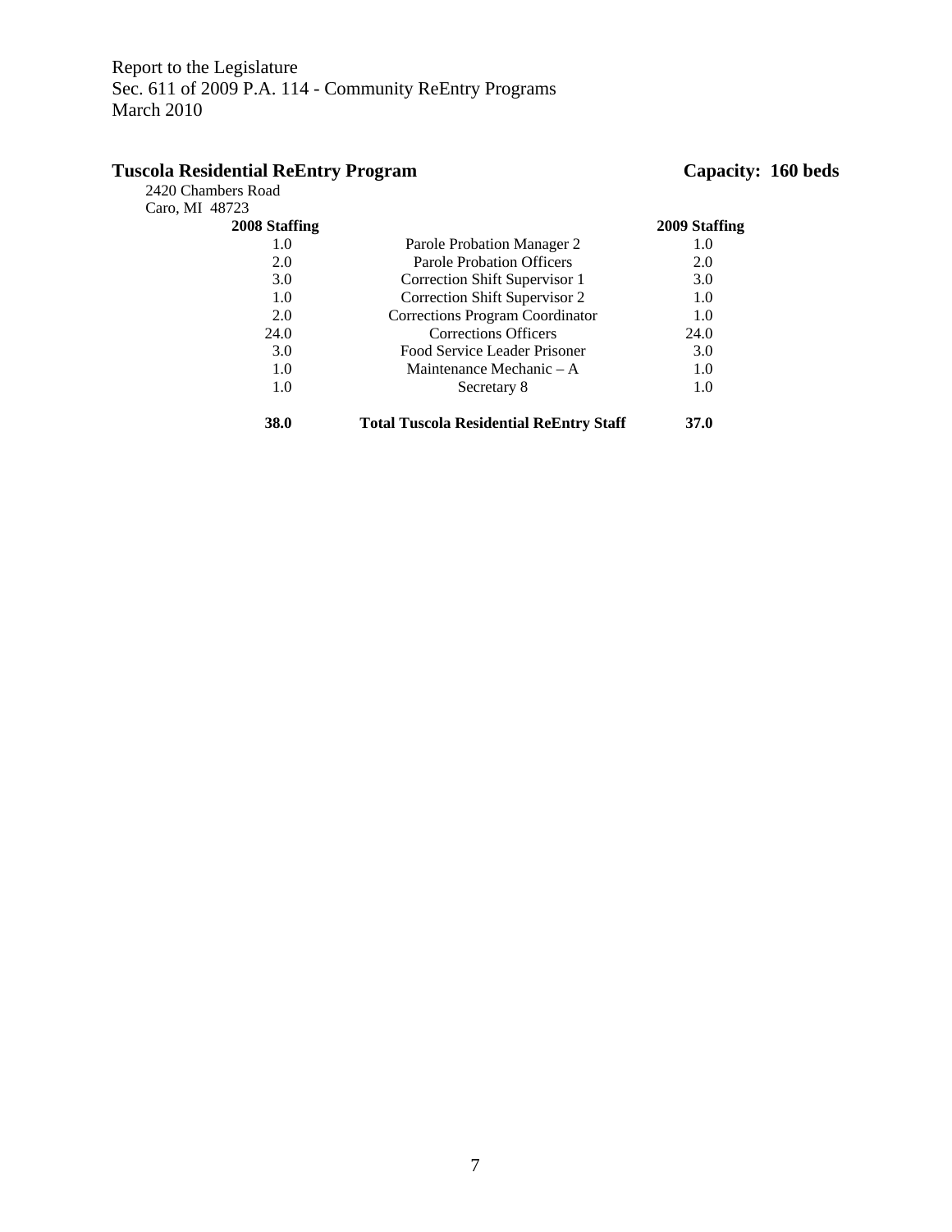Report to the Legislature
Sec. 611 of 2009 P.A. 114 - Community ReEntry Programs
March 2010

**Tuscola Residential ReEntry Program** **Capacity: 160 beds**

2420 Chambers Road
Caro, MI 48723

| 2008 Staffing | | 2009 Staffing |
|---|---|---|
| 1.0 | Parole Probation Manager 2 | 1.0 |
| 2.0 | Parole Probation Officers | 2.0 |
| 3.0 | Correction Shift Supervisor 1 | 3.0 |
| 1.0 | Correction Shift Supervisor 2 | 1.0 |
| 2.0 | Corrections Program Coordinator | 1.0 |
| 24.0 | Corrections Officers | 24.0 |
| 3.0 | Food Service Leader Prisoner | 3.0 |
| 1.0 | Maintenance Mechanic – A | 1.0 |
| 1.0 | Secretary 8 | 1.0 |
| **38.0** | **Total Tuscola Residential ReEntry Staff** | **37.0** |